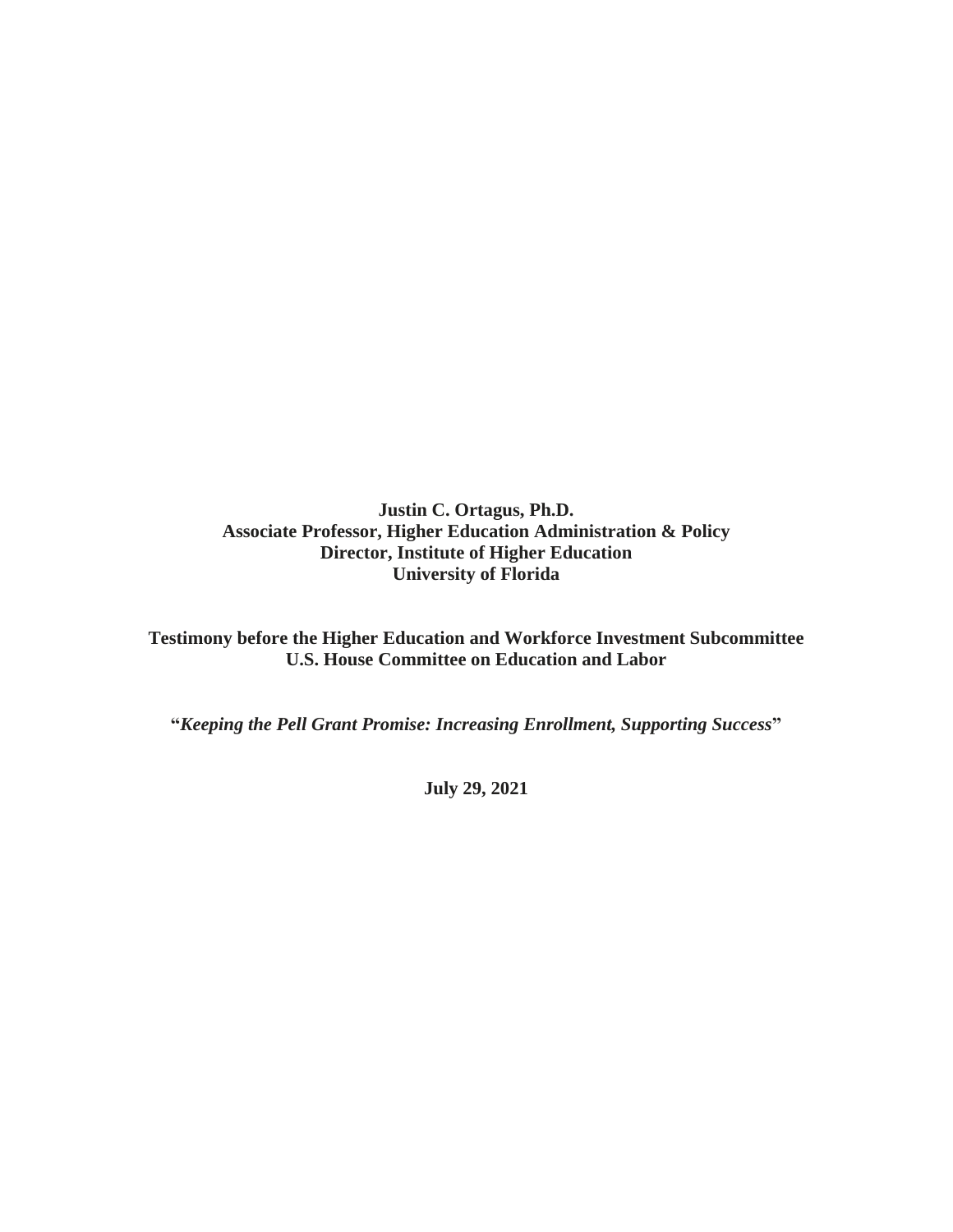**Justin C. Ortagus, Ph.D.**
**Associate Professor, Higher Education Administration & Policy**
**Director, Institute of Higher Education**
**University of Florida**

**Testimony before the Higher Education and Workforce Investment Subcommittee**
**U.S. House Committee on Education and Labor**

**"*Keeping the Pell Grant Promise: Increasing Enrollment, Supporting Success*"**

**July 29, 2021**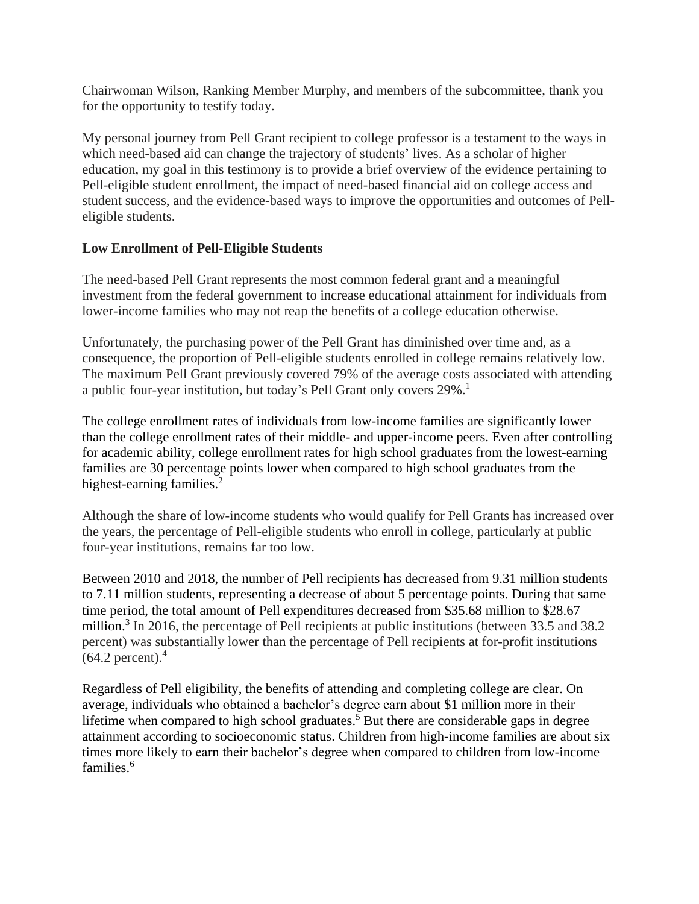Chairwoman Wilson, Ranking Member Murphy, and members of the subcommittee, thank you for the opportunity to testify today.

My personal journey from Pell Grant recipient to college professor is a testament to the ways in which need-based aid can change the trajectory of students' lives. As a scholar of higher education, my goal in this testimony is to provide a brief overview of the evidence pertaining to Pell-eligible student enrollment, the impact of need-based financial aid on college access and student success, and the evidence-based ways to improve the opportunities and outcomes of Pell-eligible students.

**Low Enrollment of Pell-Eligible Students**

The need-based Pell Grant represents the most common federal grant and a meaningful investment from the federal government to increase educational attainment for individuals from lower-income families who may not reap the benefits of a college education otherwise.

Unfortunately, the purchasing power of the Pell Grant has diminished over time and, as a consequence, the proportion of Pell-eligible students enrolled in college remains relatively low. The maximum Pell Grant previously covered 79% of the average costs associated with attending a public four-year institution, but today's Pell Grant only covers 29%.[1]

The college enrollment rates of individuals from low-income families are significantly lower than the college enrollment rates of their middle- and upper-income peers. Even after controlling for academic ability, college enrollment rates for high school graduates from the lowest-earning families are 30 percentage points lower when compared to high school graduates from the highest-earning families.[2]

Although the share of low-income students who would qualify for Pell Grants has increased over the years, the percentage of Pell-eligible students who enroll in college, particularly at public four-year institutions, remains far too low.

Between 2010 and 2018, the number of Pell recipients has decreased from 9.31 million students to 7.11 million students, representing a decrease of about 5 percentage points. During that same time period, the total amount of Pell expenditures decreased from $35.68 million to $28.67 million.[3] In 2016, the percentage of Pell recipients at public institutions (between 33.5 and 38.2 percent) was substantially lower than the percentage of Pell recipients at for-profit institutions (64.2 percent).[4]

Regardless of Pell eligibility, the benefits of attending and completing college are clear. On average, individuals who obtained a bachelor's degree earn about $1 million more in their lifetime when compared to high school graduates.[5] But there are considerable gaps in degree attainment according to socioeconomic status. Children from high-income families are about six times more likely to earn their bachelor's degree when compared to children from low-income families.[6]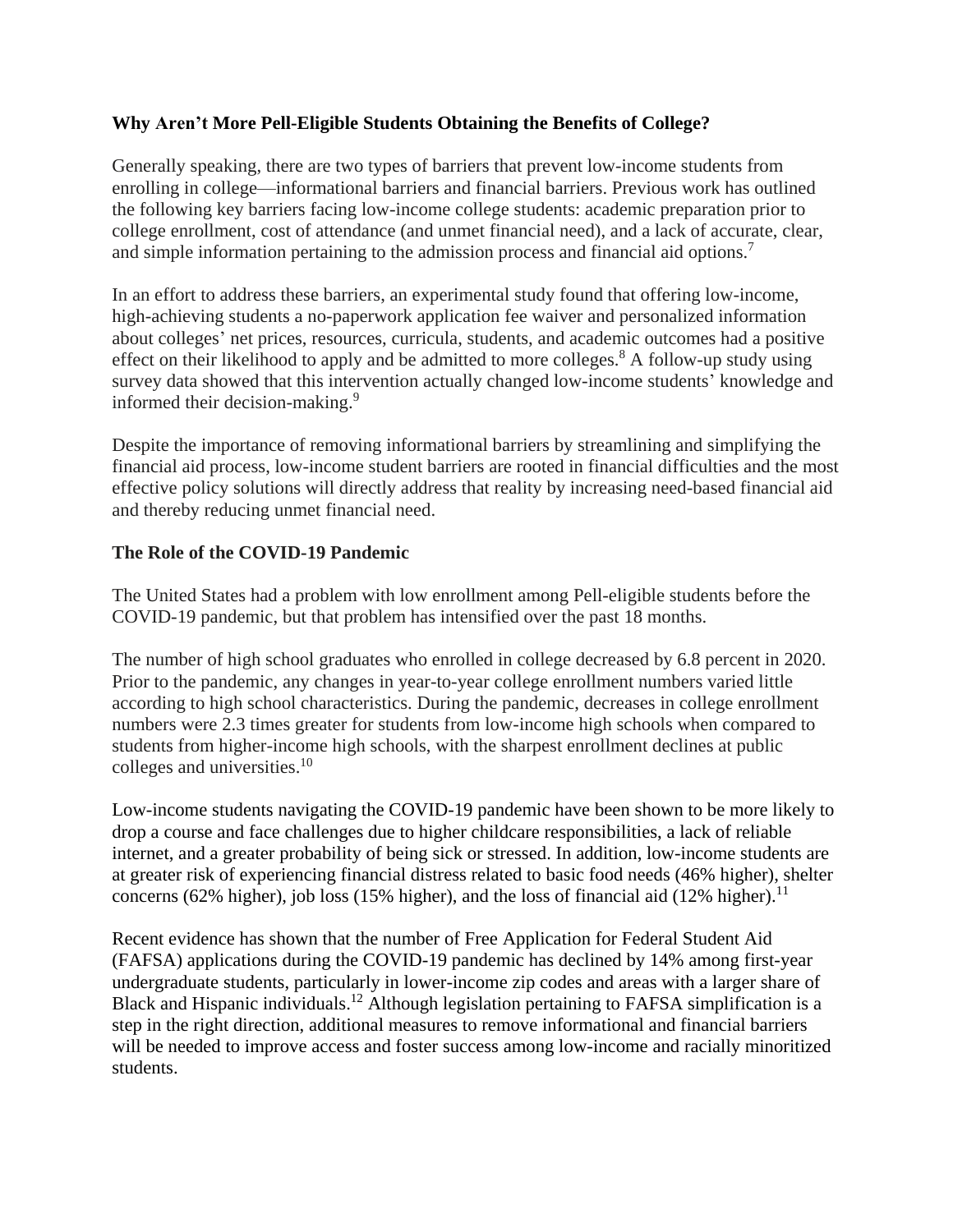### Why Aren't More Pell-Eligible Students Obtaining the Benefits of College?

Generally speaking, there are two types of barriers that prevent low-income students from enrolling in college—informational barriers and financial barriers. Previous work has outlined the following key barriers facing low-income college students: academic preparation prior to college enrollment, cost of attendance (and unmet financial need), and a lack of accurate, clear, and simple information pertaining to the admission process and financial aid options.[7]

In an effort to address these barriers, an experimental study found that offering low-income, high-achieving students a no-paperwork application fee waiver and personalized information about colleges' net prices, resources, curricula, students, and academic outcomes had a positive effect on their likelihood to apply and be admitted to more colleges.[8] A follow-up study using survey data showed that this intervention actually changed low-income students' knowledge and informed their decision-making.[9]

Despite the importance of removing informational barriers by streamlining and simplifying the financial aid process, low-income student barriers are rooted in financial difficulties and the most effective policy solutions will directly address that reality by increasing need-based financial aid and thereby reducing unmet financial need.

### The Role of the COVID-19 Pandemic

The United States had a problem with low enrollment among Pell-eligible students before the COVID-19 pandemic, but that problem has intensified over the past 18 months.

The number of high school graduates who enrolled in college decreased by 6.8 percent in 2020. Prior to the pandemic, any changes in year-to-year college enrollment numbers varied little according to high school characteristics. During the pandemic, decreases in college enrollment numbers were 2.3 times greater for students from low-income high schools when compared to students from higher-income high schools, with the sharpest enrollment declines at public colleges and universities.[10]

Low-income students navigating the COVID-19 pandemic have been shown to be more likely to drop a course and face challenges due to higher childcare responsibilities, a lack of reliable internet, and a greater probability of being sick or stressed. In addition, low-income students are at greater risk of experiencing financial distress related to basic food needs (46% higher), shelter concerns (62% higher), job loss (15% higher), and the loss of financial aid (12% higher).[11]

Recent evidence has shown that the number of Free Application for Federal Student Aid (FAFSA) applications during the COVID-19 pandemic has declined by 14% among first-year undergraduate students, particularly in lower-income zip codes and areas with a larger share of Black and Hispanic individuals.[12] Although legislation pertaining to FAFSA simplification is a step in the right direction, additional measures to remove informational and financial barriers will be needed to improve access and foster success among low-income and racially minoritized students.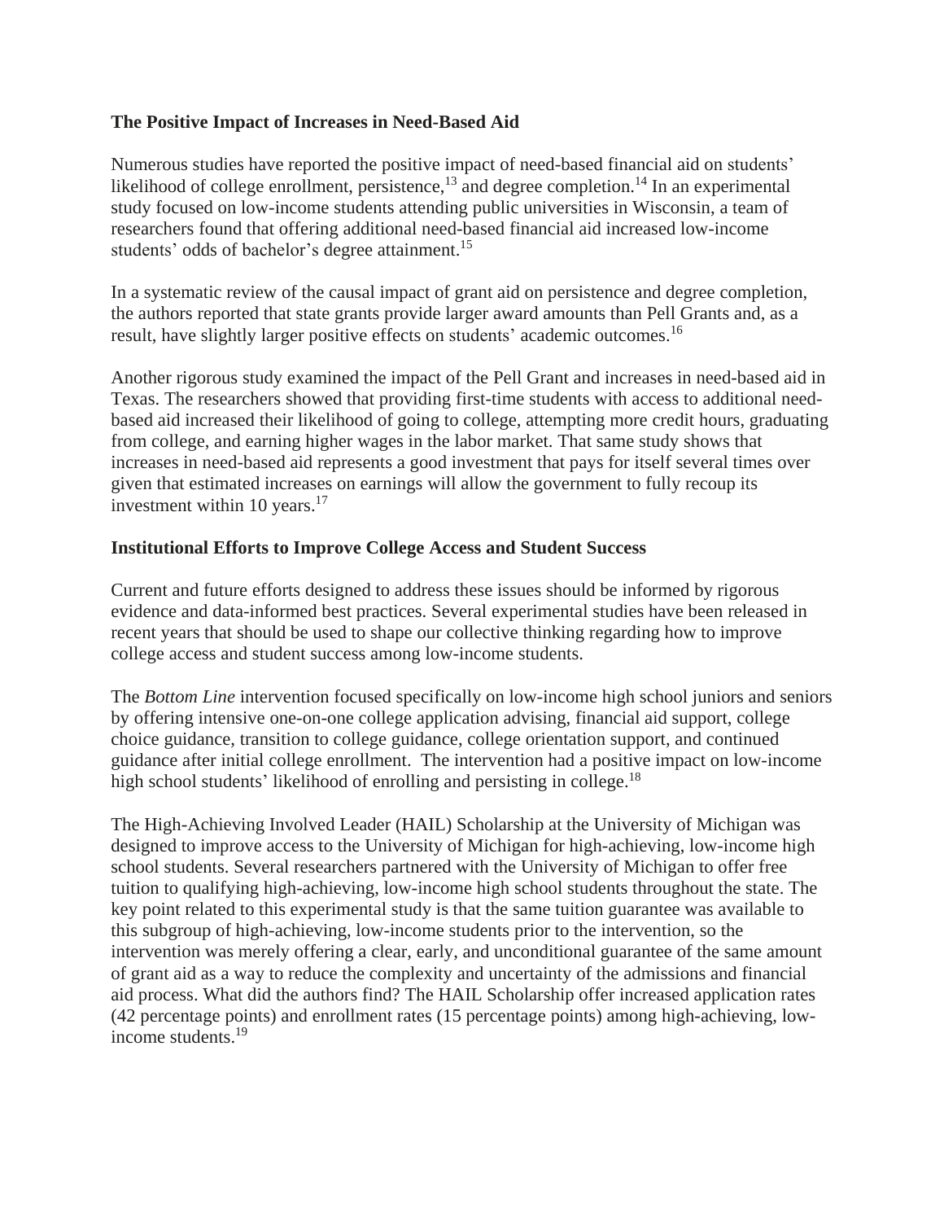**The Positive Impact of Increases in Need-Based Aid**

Numerous studies have reported the positive impact of need-based financial aid on students' likelihood of college enrollment, persistence,[13] and degree completion.[14] In an experimental study focused on low-income students attending public universities in Wisconsin, a team of researchers found that offering additional need-based financial aid increased low-income students' odds of bachelor's degree attainment.[15]

In a systematic review of the causal impact of grant aid on persistence and degree completion, the authors reported that state grants provide larger award amounts than Pell Grants and, as a result, have slightly larger positive effects on students' academic outcomes.[16]

Another rigorous study examined the impact of the Pell Grant and increases in need-based aid in Texas. The researchers showed that providing first-time students with access to additional need-based aid increased their likelihood of going to college, attempting more credit hours, graduating from college, and earning higher wages in the labor market. That same study shows that increases in need-based aid represents a good investment that pays for itself several times over given that estimated increases on earnings will allow the government to fully recoup its investment within 10 years.[17]

**Institutional Efforts to Improve College Access and Student Success**

Current and future efforts designed to address these issues should be informed by rigorous evidence and data-informed best practices. Several experimental studies have been released in recent years that should be used to shape our collective thinking regarding how to improve college access and student success among low-income students.

The *Bottom Line* intervention focused specifically on low-income high school juniors and seniors by offering intensive one-on-one college application advising, financial aid support, college choice guidance, transition to college guidance, college orientation support, and continued guidance after initial college enrollment. The intervention had a positive impact on low-income high school students' likelihood of enrolling and persisting in college.[18]

The High-Achieving Involved Leader (HAIL) Scholarship at the University of Michigan was designed to improve access to the University of Michigan for high-achieving, low-income high school students. Several researchers partnered with the University of Michigan to offer free tuition to qualifying high-achieving, low-income high school students throughout the state. The key point related to this experimental study is that the same tuition guarantee was available to this subgroup of high-achieving, low-income students prior to the intervention, so the intervention was merely offering a clear, early, and unconditional guarantee of the same amount of grant aid as a way to reduce the complexity and uncertainty of the admissions and financial aid process. What did the authors find? The HAIL Scholarship offer increased application rates (42 percentage points) and enrollment rates (15 percentage points) among high-achieving, low-income students.[19]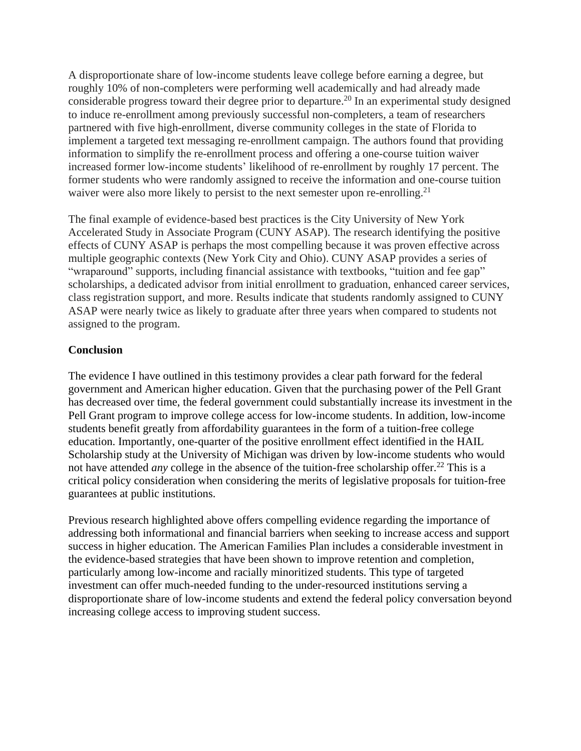A disproportionate share of low-income students leave college before earning a degree, but roughly 10% of non-completers were performing well academically and had already made considerable progress toward their degree prior to departure.[20] In an experimental study designed to induce re-enrollment among previously successful non-completers, a team of researchers partnered with five high-enrollment, diverse community colleges in the state of Florida to implement a targeted text messaging re-enrollment campaign. The authors found that providing information to simplify the re-enrollment process and offering a one-course tuition waiver increased former low-income students' likelihood of re-enrollment by roughly 17 percent. The former students who were randomly assigned to receive the information and one-course tuition waiver were also more likely to persist to the next semester upon re-enrolling.[21]

The final example of evidence-based best practices is the City University of New York Accelerated Study in Associate Program (CUNY ASAP). The research identifying the positive effects of CUNY ASAP is perhaps the most compelling because it was proven effective across multiple geographic contexts (New York City and Ohio). CUNY ASAP provides a series of "wraparound" supports, including financial assistance with textbooks, "tuition and fee gap" scholarships, a dedicated advisor from initial enrollment to graduation, enhanced career services, class registration support, and more. Results indicate that students randomly assigned to CUNY ASAP were nearly twice as likely to graduate after three years when compared to students not assigned to the program.

**Conclusion**

The evidence I have outlined in this testimony provides a clear path forward for the federal government and American higher education. Given that the purchasing power of the Pell Grant has decreased over time, the federal government could substantially increase its investment in the Pell Grant program to improve college access for low-income students. In addition, low-income students benefit greatly from affordability guarantees in the form of a tuition-free college education. Importantly, one-quarter of the positive enrollment effect identified in the HAIL Scholarship study at the University of Michigan was driven by low-income students who would not have attended *any* college in the absence of the tuition-free scholarship offer.[22] This is a critical policy consideration when considering the merits of legislative proposals for tuition-free guarantees at public institutions.

Previous research highlighted above offers compelling evidence regarding the importance of addressing both informational and financial barriers when seeking to increase access and support success in higher education. The American Families Plan includes a considerable investment in the evidence-based strategies that have been shown to improve retention and completion, particularly among low-income and racially minoritized students. This type of targeted investment can offer much-needed funding to the under-resourced institutions serving a disproportionate share of low-income students and extend the federal policy conversation beyond increasing college access to improving student success.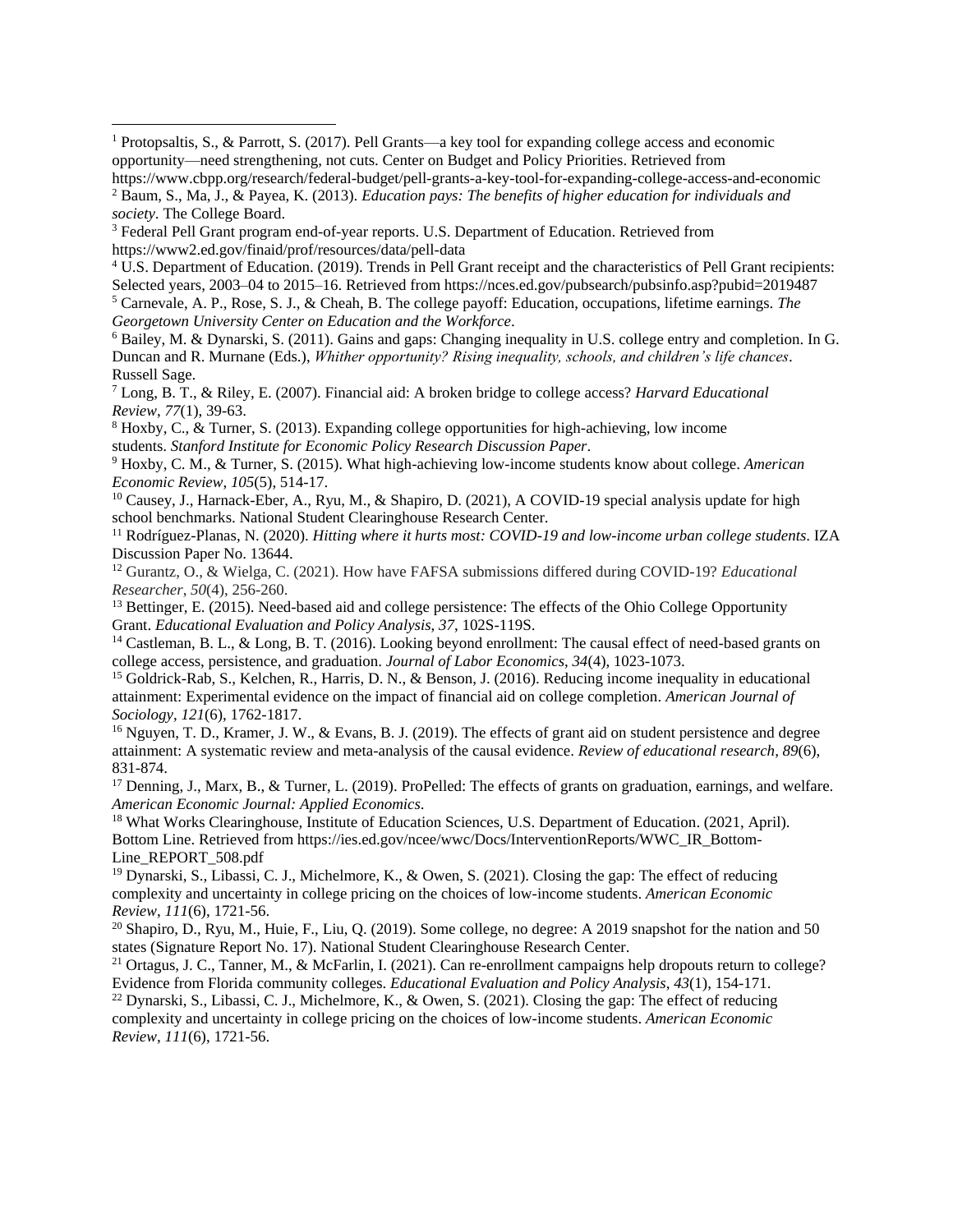[1] Protopsaltis, S., & Parrott, S. (2017). Pell Grants—a key tool for expanding college access and economic opportunity—need strengthening, not cuts. Center on Budget and Policy Priorities. Retrieved from https://www.cbpp.org/research/federal-budget/pell-grants-a-key-tool-for-expanding-college-access-and-economic

[2] Baum, S., Ma, J., & Payea, K. (2013). *Education pays: The benefits of higher education for individuals and society*. The College Board.

[3] Federal Pell Grant program end-of-year reports. U.S. Department of Education. Retrieved from https://www2.ed.gov/finaid/prof/resources/data/pell-data

[4] U.S. Department of Education. (2019). Trends in Pell Grant receipt and the characteristics of Pell Grant recipients: Selected years, 2003–04 to 2015–16. Retrieved from https://nces.ed.gov/pubsearch/pubsinfo.asp?pubid=2019487

[5] Carnevale, A. P., Rose, S. J., & Cheah, B. The college payoff: Education, occupations, lifetime earnings. *The Georgetown University Center on Education and the Workforce*.

[6] Bailey, M. & Dynarski, S. (2011). Gains and gaps: Changing inequality in U.S. college entry and completion. In G. Duncan and R. Murnane (Eds.), *Whither opportunity? Rising inequality, schools, and children's life chances*. Russell Sage.

[7] Long, B. T., & Riley, E. (2007). Financial aid: A broken bridge to college access? *Harvard Educational Review*, *77*(1), 39-63.

[8] Hoxby, C., & Turner, S. (2013). Expanding college opportunities for high-achieving, low income students. *Stanford Institute for Economic Policy Research Discussion Paper*.

[9] Hoxby, C. M., & Turner, S. (2015). What high-achieving low-income students know about college. *American Economic Review*, *105*(5), 514-17.

[10] Causey, J., Harnack-Eber, A., Ryu, M., & Shapiro, D. (2021), A COVID-19 special analysis update for high school benchmarks. National Student Clearinghouse Research Center.

[11] Rodríguez-Planas, N. (2020). *Hitting where it hurts most: COVID-19 and low-income urban college students*. IZA Discussion Paper No. 13644.

[12] Gurantz, O., & Wielga, C. (2021). How have FAFSA submissions differed during COVID-19? *Educational Researcher*, *50*(4), 256-260.

[13] Bettinger, E. (2015). Need-based aid and college persistence: The effects of the Ohio College Opportunity Grant. *Educational Evaluation and Policy Analysis*, *37*, 102S-119S.

[14] Castleman, B. L., & Long, B. T. (2016). Looking beyond enrollment: The causal effect of need-based grants on college access, persistence, and graduation. *Journal of Labor Economics*, *34*(4), 1023-1073.

[15] Goldrick-Rab, S., Kelchen, R., Harris, D. N., & Benson, J. (2016). Reducing income inequality in educational attainment: Experimental evidence on the impact of financial aid on college completion. *American Journal of Sociology*, *121*(6), 1762-1817.

[16] Nguyen, T. D., Kramer, J. W., & Evans, B. J. (2019). The effects of grant aid on student persistence and degree attainment: A systematic review and meta-analysis of the causal evidence. *Review of educational research*, *89*(6), 831-874.

[17] Denning, J., Marx, B., & Turner, L. (2019). ProPelled: The effects of grants on graduation, earnings, and welfare. *American Economic Journal: Applied Economics*.

[18] What Works Clearinghouse, Institute of Education Sciences, U.S. Department of Education. (2021, April). Bottom Line. Retrieved from https://ies.ed.gov/ncee/wwc/Docs/InterventionReports/WWC_IR_Bottom-Line_REPORT_508.pdf

[19] Dynarski, S., Libassi, C. J., Michelmore, K., & Owen, S. (2021). Closing the gap: The effect of reducing complexity and uncertainty in college pricing on the choices of low-income students. *American Economic Review*, *111*(6), 1721-56.

[20] Shapiro, D., Ryu, M., Huie, F., Liu, Q. (2019). Some college, no degree: A 2019 snapshot for the nation and 50 states (Signature Report No. 17). National Student Clearinghouse Research Center.

[21] Ortagus, J. C., Tanner, M., & McFarlin, I. (2021). Can re-enrollment campaigns help dropouts return to college? Evidence from Florida community colleges. *Educational Evaluation and Policy Analysis*, *43*(1), 154-171.

[22] Dynarski, S., Libassi, C. J., Michelmore, K., & Owen, S. (2021). Closing the gap: The effect of reducing complexity and uncertainty in college pricing on the choices of low-income students. *American Economic Review*, *111*(6), 1721-56.